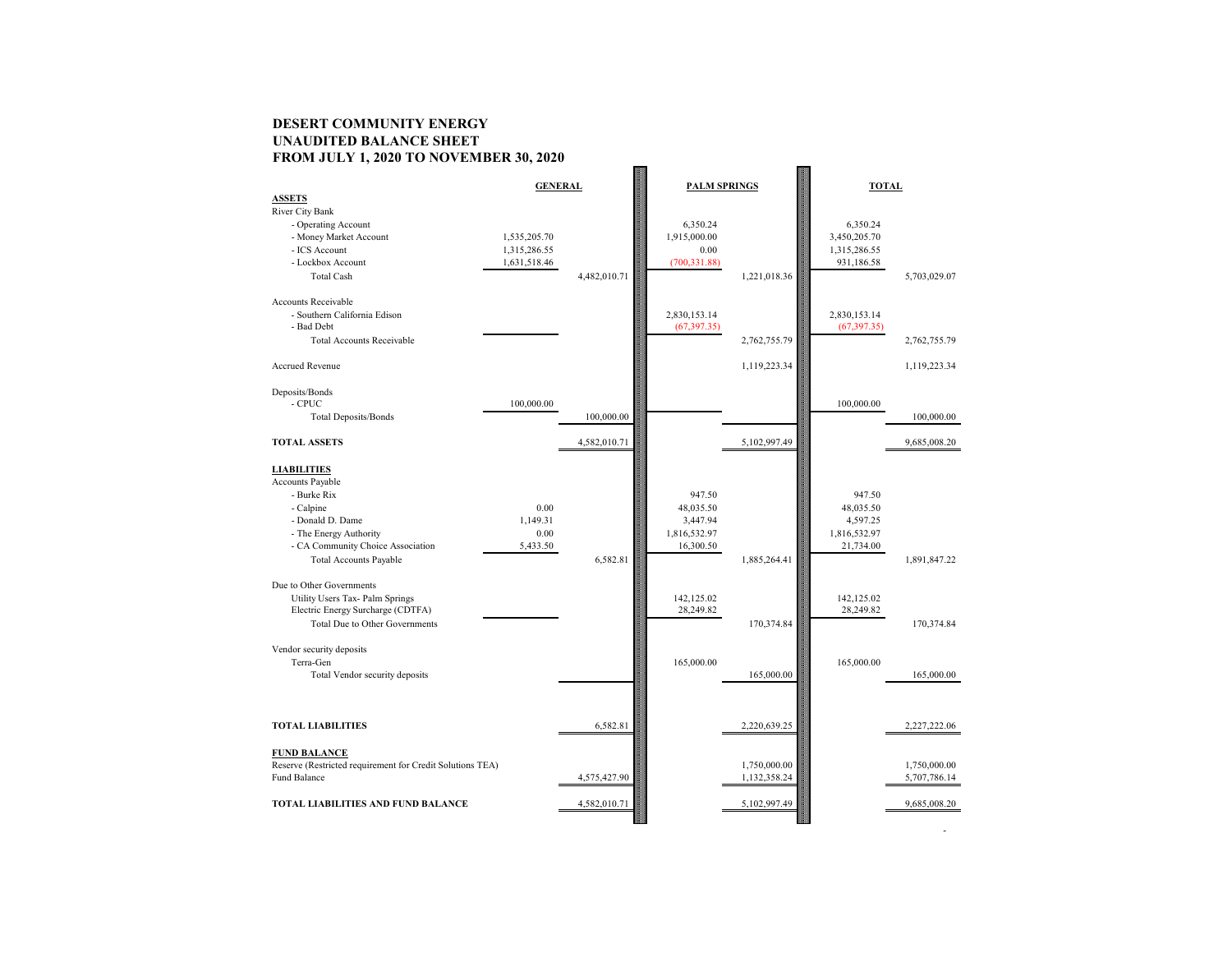# DESERT COMMUNITY ENERGY
## UNAUDITED BALANCE SHEET
## FROM JULY 1, 2020 TO NOVEMBER 30, 2020

| | GENERAL | | PALM SPRINGS | | TOTAL | |
|---|---|---|---|---|---|---|
| **ASSETS** | | | | | | |
| River City Bank | | | | | | |
| - Operating Account | | | 6,350.24 | | 6,350.24 | |
| - Money Market Account | 1,535,205.70 | | 1,915,000.00 | | 3,450,205.70 | |
| - ICS Account | 1,315,286.55 | | 0.00 | | 1,315,286.55 | |
| - Lockbox Account | 1,631,518.46 | | (700,331.88) | | 931,186.58 | |
| Total Cash | | 4,482,010.71 | | 1,221,018.36 | | 5,703,029.07 |
| Accounts Receivable | | | | | | |
| - Southern California Edison | | | 2,830,153.14 | | 2,830,153.14 | |
| - Bad Debt | | | (67,397.35) | | (67,397.35) | |
| Total Accounts Receivable | | | | 2,762,755.79 | | 2,762,755.79 |
| Accrued Revenue | | | | 1,119,223.34 | | 1,119,223.34 |
| Deposits/Bonds | | | | | | |
| - CPUC | 100,000.00 | | | | 100,000.00 | |
| Total Deposits/Bonds | | 100,000.00 | | | | 100,000.00 |
| **TOTAL ASSETS** | | 4,582,010.71 | | 5,102,997.49 | | 9,685,008.20 |
| **LIABILITIES** | | | | | | |
| Accounts Payable | | | | | | |
| - Burke Rix | | | 947.50 | | 947.50 | |
| - Calpine | 0.00 | | 48,035.50 | | 48,035.50 | |
| - Donald D. Dame | 1,149.31 | | 3,447.94 | | 4,597.25 | |
| - The Energy Authority | 0.00 | | 1,816,532.97 | | 1,816,532.97 | |
| - CA Community Choice Association | 5,433.50 | | 16,300.50 | | 21,734.00 | |
| Total Accounts Payable | | 6,582.81 | | 1,885,264.41 | | 1,891,847.22 |
| Due to Other Governments | | | | | | |
| Utility Users Tax- Palm Springs | | | 142,125.02 | | 142,125.02 | |
| Electric Energy Surcharge (CDTFA) | | | 28,249.82 | | 28,249.82 | |
| Total Due to Other Governments | | | | 170,374.84 | | 170,374.84 |
| Vendor security deposits | | | | | | |
| Terra-Gen | | | 165,000.00 | | 165,000.00 | |
| Total Vendor security deposits | | | | 165,000.00 | | 165,000.00 |
| **TOTAL LIABILITIES** | | 6,582.81 | | 2,220,639.25 | | 2,227,222.06 |
| **FUND BALANCE** | | | | | | |
| Reserve (Restricted requirement for Credit Solutions TEA) | | | | 1,750,000.00 | | 1,750,000.00 |
| Fund Balance | | 4,575,427.90 | | 1,132,358.24 | | 5,707,786.14 |
| **TOTAL LIABILITIES AND FUND BALANCE** | | 4,582,010.71 | | 5,102,997.49 | | 9,685,008.20 |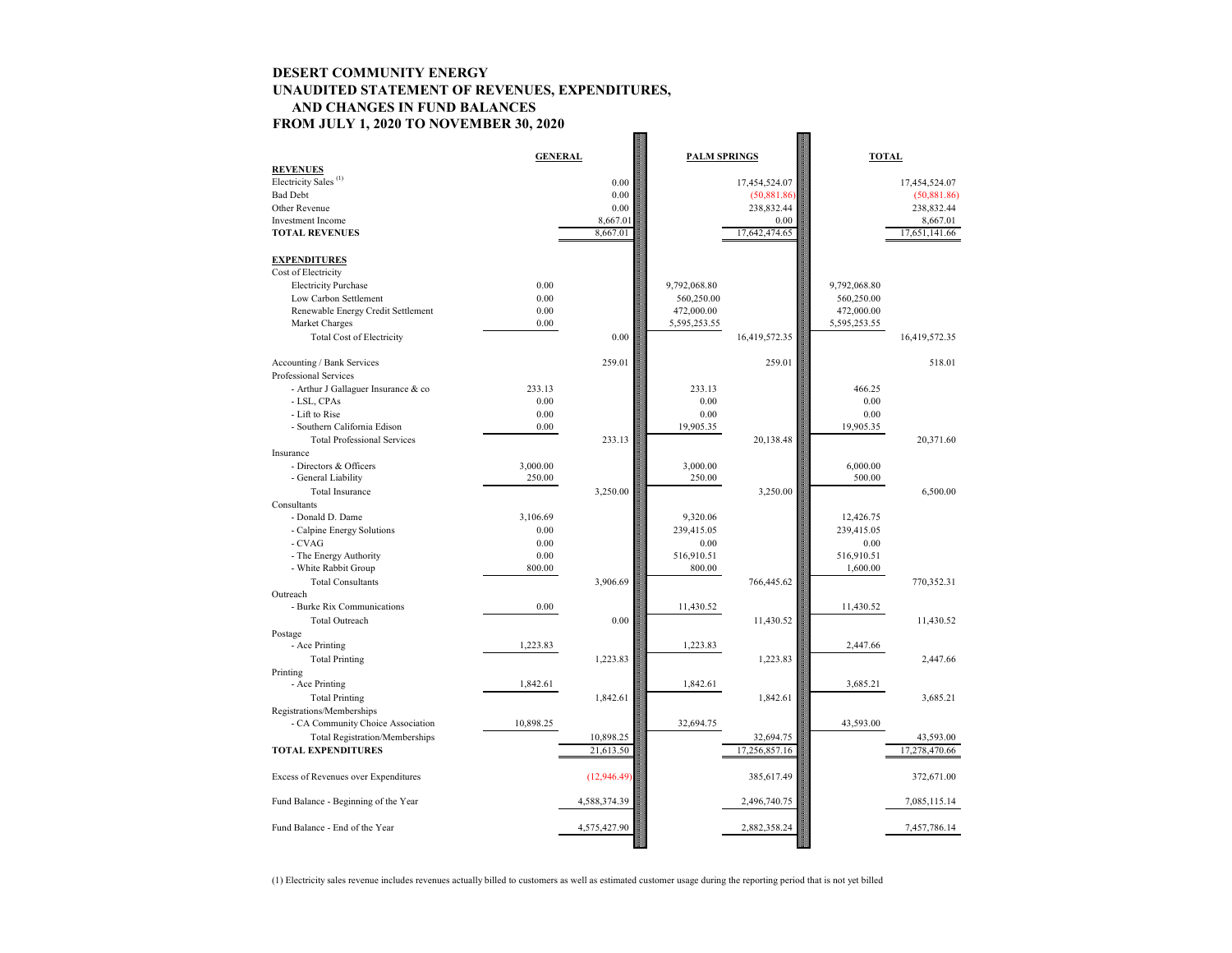# DESERT COMMUNITY ENERGY

## UNAUDITED STATEMENT OF REVENUES, EXPENDITURES, AND CHANGES IN FUND BALANCES

## FROM JULY 1, 2020 TO NOVEMBER 30, 2020

| | GENERAL | | PALM SPRINGS | | TOTAL | |
|---|---|---|---|---|---|---|
| **REVENUES** | | | | | | |
| Electricity Sales [1] | | 0.00 | | 17,454,524.07 | | 17,454,524.07 |
| Bad Debt | | 0.00 | | (50,881.86) | | (50,881.86) |
| Other Revenue | | 0.00 | | 238,832.44 | | 238,832.44 |
| Investment Income | | 8,667.01 | | 0.00 | | 8,667.01 |
| **TOTAL REVENUES** | | 8,667.01 | | 17,642,474.65 | | 17,651,141.66 |
| | | | | | | |
| **EXPENDITURES** | | | | | | |
| Cost of Electricity | | | | | | |
| Electricity Purchase | 0.00 | | 9,792,068.80 | | 9,792,068.80 | |
| Low Carbon Settlement | 0.00 | | 560,250.00 | | 560,250.00 | |
| Renewable Energy Credit Settlement | 0.00 | | 472,000.00 | | 472,000.00 | |
| Market Charges | 0.00 | | 5,595,253.55 | | 5,595,253.55 | |
| Total Cost of Electricity | | 0.00 | | 16,419,572.35 | | 16,419,572.35 |
| | | | | | | |
| Accounting / Bank Services | | 259.01 | | 259.01 | | 518.01 |
| Professional Services | | | | | | |
| - Arthur J Gallaguer Insurance & co | 233.13 | | 233.13 | | 466.25 | |
| - LSL, CPAs | 0.00 | | 0.00 | | 0.00 | |
| - Lift to Rise | 0.00 | | 0.00 | | 0.00 | |
| - Southern California Edison | 0.00 | | 19,905.35 | | 19,905.35 | |
| Total Professional Services | | 233.13 | | 20,138.48 | | 20,371.60 |
| Insurance | | | | | | |
| - Directors & Officers | 3,000.00 | | 3,000.00 | | 6,000.00 | |
| - General Liability | 250.00 | | 250.00 | | 500.00 | |
| Total Insurance | | 3,250.00 | | 3,250.00 | | 6,500.00 |
| Consultants | | | | | | |
| - Donald D. Dame | 3,106.69 | | 9,320.06 | | 12,426.75 | |
| - Calpine Energy Solutions | 0.00 | | 239,415.05 | | 239,415.05 | |
| - CVAG | 0.00 | | 0.00 | | 0.00 | |
| - The Energy Authority | 0.00 | | 516,910.51 | | 516,910.51 | |
| - White Rabbit Group | 800.00 | | 800.00 | | 1,600.00 | |
| Total Consultants | | 3,906.69 | | 766,445.62 | | 770,352.31 |
| Outreach | | | | | | |
| - Burke Rix Communications | 0.00 | | 11,430.52 | | 11,430.52 | |
| Total Outreach | | 0.00 | | 11,430.52 | | 11,430.52 |
| Postage | | | | | | |
| - Ace Printing | 1,223.83 | | 1,223.83 | | 2,447.66 | |
| Total Printing | | 1,223.83 | | 1,223.83 | | 2,447.66 |
| Printing | | | | | | |
| - Ace Printing | 1,842.61 | | 1,842.61 | | 3,685.21 | |
| Total Printing | | 1,842.61 | | 1,842.61 | | 3,685.21 |
| Registrations/Memberships | | | | | | |
| - CA Community Choice Association | 10,898.25 | | 32,694.75 | | 43,593.00 | |
| Total Registration/Memberships | | 10,898.25 | | 32,694.75 | | 43,593.00 |
| **TOTAL EXPENDITURES** | | 21,613.50 | | 17,256,857.16 | | 17,278,470.66 |
| | | | | | | |
| Excess of Revenues over Expenditures | | (12,946.49) | | 385,617.49 | | 372,671.00 |
| | | | | | | |
| Fund Balance - Beginning of the Year | | 4,588,374.39 | | 2,496,740.75 | | 7,085,115.14 |
| | | | | | | |
| Fund Balance - End of the Year | | 4,575,427.90 | | 2,882,358.24 | | 7,457,786.14 |

(1) Electricity sales revenue includes revenues actually billed to customers as well as estimated customer usage during the reporting period that is not yet billed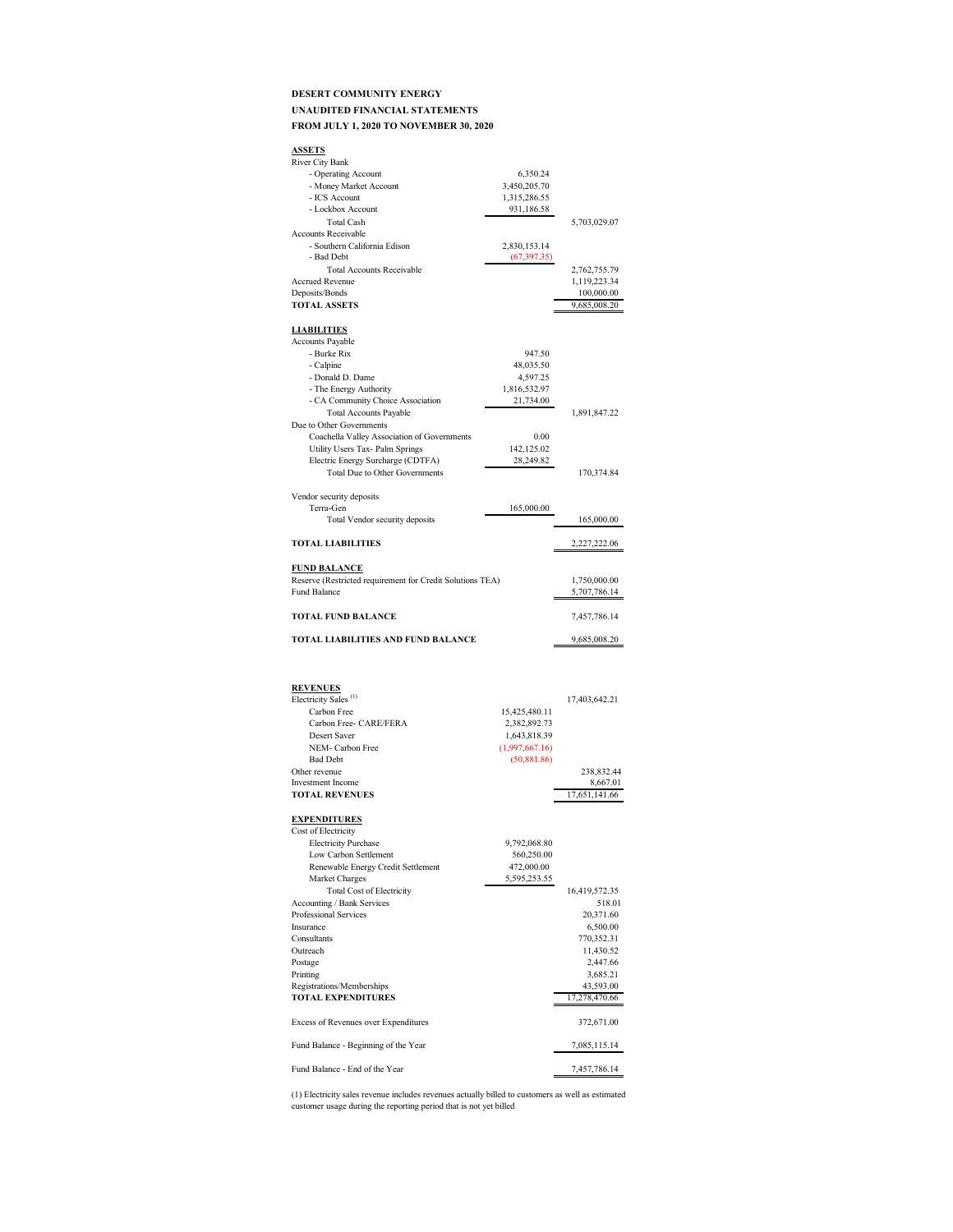**DESERT COMMUNITY ENERGY**

**UNAUDITED FINANCIAL STATEMENTS**

**FROM JULY 1, 2020 TO NOVEMBER 30, 2020**

| | | |
|---|---|---|
| **ASSETS** | | |
| River City Bank | | |
| - Operating Account | 6,350.24 | |
| - Money Market Account | 3,450,205.70 | |
| - ICS Account | 1,315,286.55 | |
| - Lockbox Account | 931,186.58 | |
| Total Cash | | 5,703,029.07 |
| Accounts Receivable | | |
| - Southern California Edison | 2,830,153.14 | |
| - Bad Debt | (67,397.35) | |
| Total Accounts Receivable | | 2,762,755.79 |
| Accrued Revenue | | 1,119,223.34 |
| Deposits/Bonds | | 100,000.00 |
| **TOTAL ASSETS** | | 9,685,008.20 |
| | | |
| **LIABILITIES** | | |
| Accounts Payable | | |
| - Burke Rix | 947.50 | |
| - Calpine | 48,035.50 | |
| - Donald D. Dame | 4,597.25 | |
| - The Energy Authority | 1,816,532.97 | |
| - CA Community Choice Association | 21,734.00 | |
| Total Accounts Payable | | 1,891,847.22 |
| Due to Other Governments | | |
| Coachella Valley Association of Governments | 0.00 | |
| Utility Users Tax- Palm Springs | 142,125.02 | |
| Electric Energy Surcharge (CDTFA) | 28,249.82 | |
| Total Due to Other Governments | | 170,374.84 |
| | | |
| Vendor security deposits | | |
| Terra-Gen | 165,000.00 | |
| Total Vendor security deposits | | 165,000.00 |
| | | |
| **TOTAL LIABILITIES** | | 2,227,222.06 |
| | | |
| **FUND BALANCE** | | |
| Reserve (Restricted requirement for Credit Solutions TEA) | | 1,750,000.00 |
| Fund Balance | | 5,707,786.14 |
| | | |
| **TOTAL FUND BALANCE** | | 7,457,786.14 |
| | | |
| **TOTAL LIABILITIES AND FUND BALANCE** | | 9,685,008.20 |

| | | |
|---|---|---|
| **REVENUES** | | |
| Electricity Sales [(1)] | | 17,403,642.21 |
| Carbon Free | 15,425,480.11 | |
| Carbon Free- CARE/FERA | 2,382,892.73 | |
| Desert Saver | 1,643,818.39 | |
| NEM- Carbon Free | (1,997,667.16) | |
| Bad Debt | (50,881.86) | |
| Other revenue | | 238,832.44 |
| Investment Income | | 8,667.01 |
| **TOTAL REVENUES** | | 17,651,141.66 |
| | | |
| **EXPENDITURES** | | |
| Cost of Electricity | | |
| Electricity Purchase | 9,792,068.80 | |
| Low Carbon Settlement | 560,250.00 | |
| Renewable Energy Credit Settlement | 472,000.00 | |
| Market Charges | 5,595,253.55 | |
| Total Cost of Electricity | | 16,419,572.35 |
| Accounting / Bank Services | | 518.01 |
| Professional Services | | 20,371.60 |
| Insurance | | 6,500.00 |
| Consultants | | 770,352.31 |
| Outreach | | 11,430.52 |
| Postage | | 2,447.66 |
| Printing | | 3,685.21 |
| Registrations/Memberships | | 43,593.00 |
| **TOTAL EXPENDITURES** | | 17,278,470.66 |
| | | |
| Excess of Revenues over Expenditures | | 372,671.00 |
| | | |
| Fund Balance - Beginning of the Year | | 7,085,115.14 |
| | | |
| Fund Balance - End of the Year | | 7,457,786.14 |

(1) Electricity sales revenue includes revenues actually billed to customers as well as estimated customer usage during the reporting period that is not yet billed